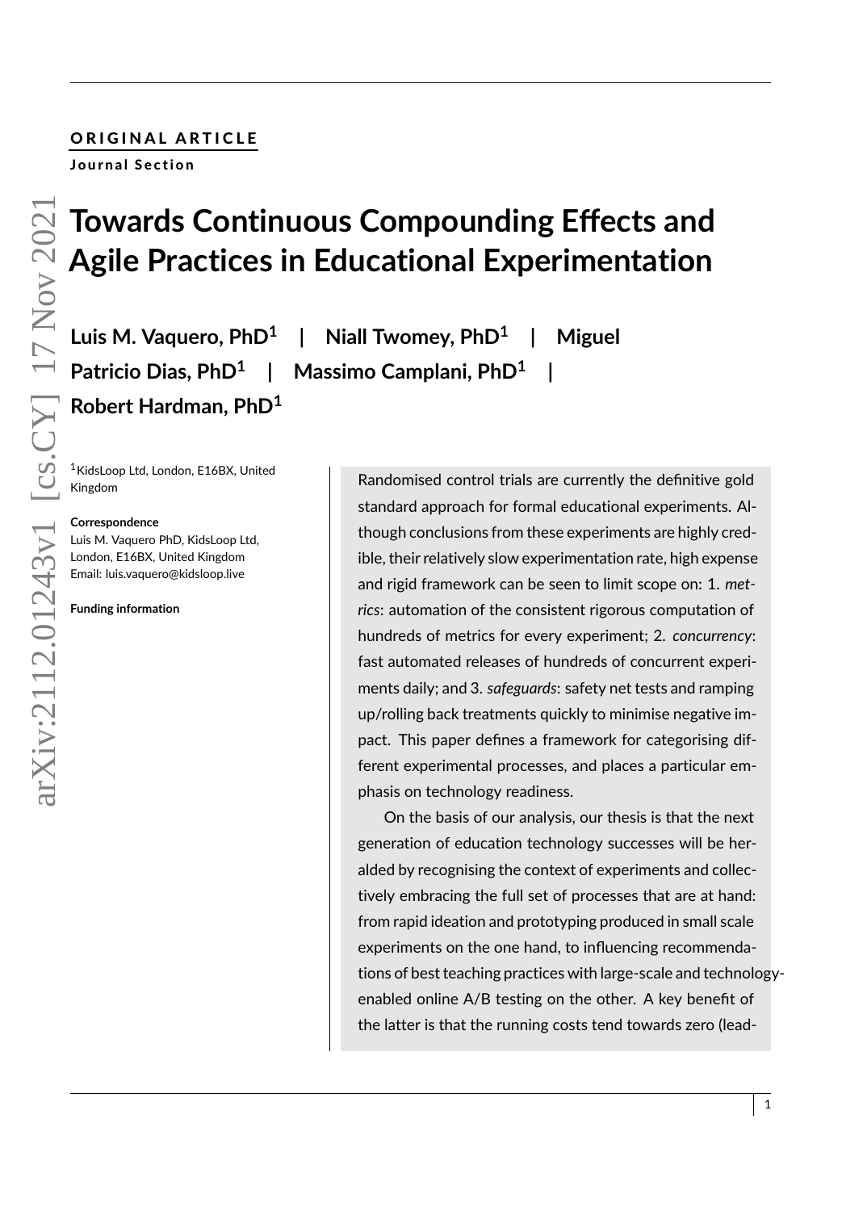**ORIGINAL ARTICLE**

**Journal Section**

# Towards Continuous Compounding Effects and Agile Practices in Educational Experimentation

**Luis M. Vaquero, PhD[1] | Niall Twomey, PhD[1] | Miguel Patricio Dias, PhD[1] | Massimo Camplani, PhD[1] | Robert Hardman, PhD[1]**

[1]KidsLoop Ltd, London, E16BX, United Kingdom

**Correspondence**
Luis M. Vaquero PhD, KidsLoop Ltd, London, E16BX, United Kingdom
Email: luis.vaquero@kidsloop.live

**Funding information**

Randomised control trials are currently the definitive gold standard approach for formal educational experiments. Although conclusions from these experiments are highly credible, their relatively slow experimentation rate, high expense and rigid framework can be seen to limit scope on: 1. *metrics*: automation of the consistent rigorous computation of hundreds of metrics for every experiment; 2. *concurrency*: fast automated releases of hundreds of concurrent experiments daily; and 3. *safeguards*: safety net tests and ramping up/rolling back treatments quickly to minimise negative impact. This paper defines a framework for categorising different experimental processes, and places a particular emphasis on technology readiness.

On the basis of our analysis, our thesis is that the next generation of education technology successes will be heralded by recognising the context of experiments and collectively embracing the full set of processes that are at hand: from rapid ideation and prototyping produced in small scale experiments on the one hand, to influencing recommendations of best teaching practices with large-scale and technology-enabled online A/B testing on the other. A key benefit of the latter is that the running costs tend towards zero (lead-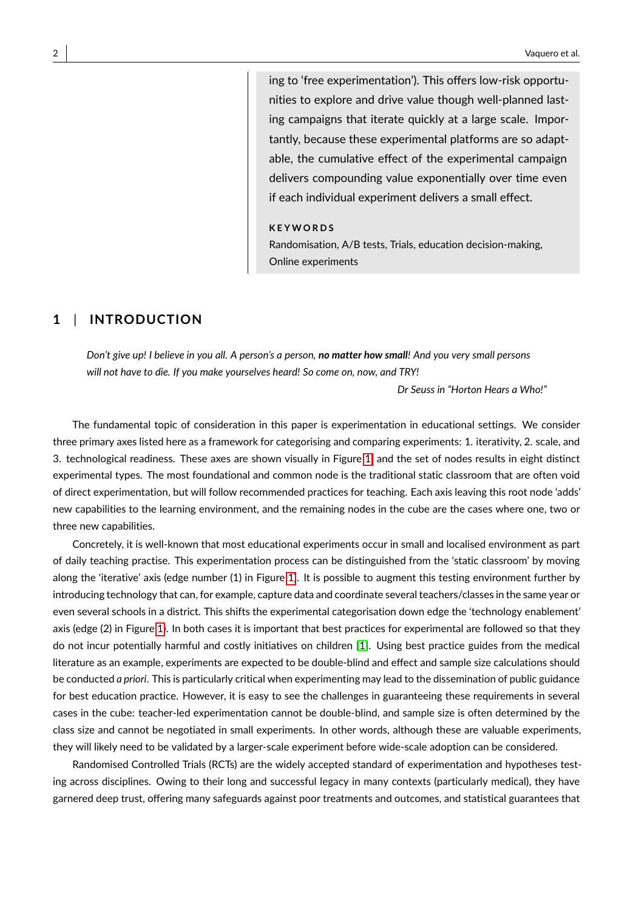ing to 'free experimentation'). This offers low-risk opportunities to explore and drive value though well-planned lasting campaigns that iterate quickly at a large scale. Importantly, because these experimental platforms are so adaptable, the cumulative effect of the experimental campaign delivers compounding value exponentially over time even if each individual experiment delivers a small effect.

**KEYWORDS**

Randomisation, A/B tests, Trials, education decision-making, Online experiments

## 1 | INTRODUCTION

*Don't give up! I believe in you all. A person's a person,* ***no matter how small****! And you very small persons will not have to die. If you make yourselves heard! So come on, now, and TRY!*

*Dr Seuss in "Horton Hears a Who!"*

The fundamental topic of consideration in this paper is experimentation in educational settings. We consider three primary axes listed here as a framework for categorising and comparing experiments: 1. iterativity, 2. scale, and 3. technological readiness. These axes are shown visually in Figure 1 and the set of nodes results in eight distinct experimental types. The most foundational and common node is the traditional static classroom that are often void of direct experimentation, but will follow recommended practices for teaching. Each axis leaving this root node 'adds' new capabilities to the learning environment, and the remaining nodes in the cube are the cases where one, two or three new capabilities.

Concretely, it is well-known that most educational experiments occur in small and localised environment as part of daily teaching practise. This experimentation process can be distinguished from the 'static classroom' by moving along the 'iterative' axis (edge number (1) in Figure 1). It is possible to augment this testing environment further by introducing technology that can, for example, capture data and coordinate several teachers/classes in the same year or even several schools in a district. This shifts the experimental categorisation down edge the 'technology enablement' axis (edge (2) in Figure 1). In both cases it is important that best practices for experimental are followed so that they do not incur potentially harmful and costly initiatives on children [1]. Using best practice guides from the medical literature as an example, experiments are expected to be double-blind and effect and sample size calculations should be conducted *a priori*. This is particularly critical when experimenting may lead to the dissemination of public guidance for best education practice. However, it is easy to see the challenges in guaranteeing these requirements in several cases in the cube: teacher-led experimentation cannot be double-blind, and sample size is often determined by the class size and cannot be negotiated in small experiments. In other words, although these are valuable experiments, they will likely need to be validated by a larger-scale experiment before wide-scale adoption can be considered.

Randomised Controlled Trials (RCTs) are the widely accepted standard of experimentation and hypotheses testing across disciplines. Owing to their long and successful legacy in many contexts (particularly medical), they have garnered deep trust, offering many safeguards against poor treatments and outcomes, and statistical guarantees that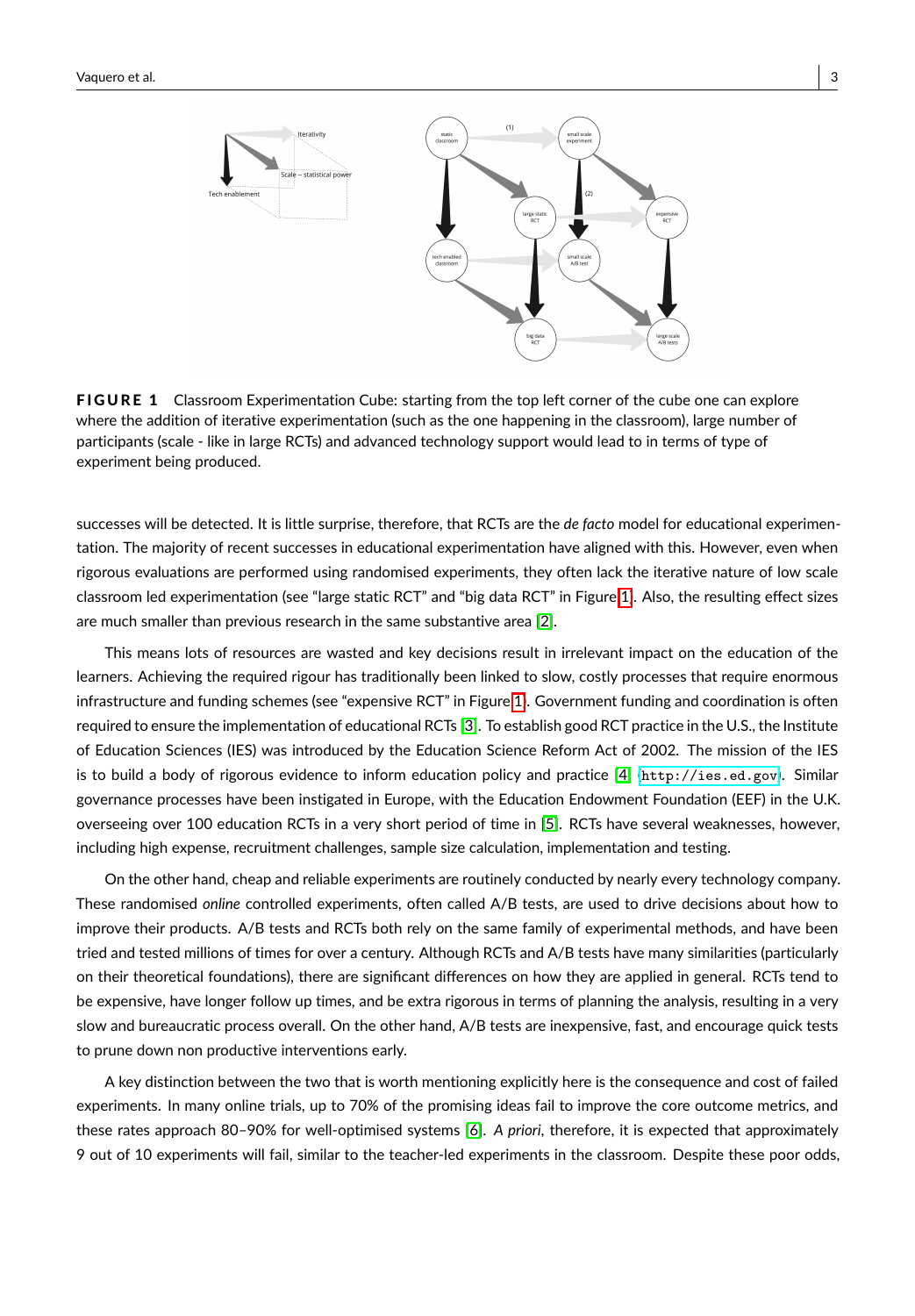**FIGURE 1** Classroom Experimentation Cube: starting from the top left corner of the cube one can explore where the addition of iterative experimentation (such as the one happening in the classroom), large number of participants (scale - like in large RCTs) and advanced technology support would lead to in terms of type of experiment being produced.

successes will be detected. It is little surprise, therefore, that RCTs are the *de facto* model for educational experimentation. The majority of recent successes in educational experimentation have aligned with this. However, even when rigorous evaluations are performed using randomised experiments, they often lack the iterative nature of low scale classroom led experimentation (see "large static RCT" and "big data RCT" in Figure 1). Also, the resulting effect sizes are much smaller than previous research in the same substantive area [2].

This means lots of resources are wasted and key decisions result in irrelevant impact on the education of the learners. Achieving the required rigour has traditionally been linked to slow, costly processes that require enormous infrastructure and funding schemes (see "expensive RCT" in Figure 1). Government funding and coordination is often required to ensure the implementation of educational RCTs [3]. To establish good RCT practice in the U.S., the Institute of Education Sciences (IES) was introduced by the Education Science Reform Act of 2002. The mission of the IES is to build a body of rigorous evidence to inform education policy and practice [4] `http://ies.ed.gov`. Similar governance processes have been instigated in Europe, with the Education Endowment Foundation (EEF) in the U.K. overseeing over 100 education RCTs in a very short period of time in [5]. RCTs have several weaknesses, however, including high expense, recruitment challenges, sample size calculation, implementation and testing.

On the other hand, cheap and reliable experiments are routinely conducted by nearly every technology company. These randomised *online* controlled experiments, often called A/B tests, are used to drive decisions about how to improve their products. A/B tests and RCTs both rely on the same family of experimental methods, and have been tried and tested millions of times for over a century. Although RCTs and A/B tests have many similarities (particularly on their theoretical foundations), there are significant differences on how they are applied in general. RCTs tend to be expensive, have longer follow up times, and be extra rigorous in terms of planning the analysis, resulting in a very slow and bureaucratic process overall. On the other hand, A/B tests are inexpensive, fast, and encourage quick tests to prune down non productive interventions early.

A key distinction between the two that is worth mentioning explicitly here is the consequence and cost of failed experiments. In many online trials, up to 70% of the promising ideas fail to improve the core outcome metrics, and these rates approach 80–90% for well-optimised systems [6]. *A priori*, therefore, it is expected that approximately 9 out of 10 experiments will fail, similar to the teacher-led experiments in the classroom. Despite these poor odds,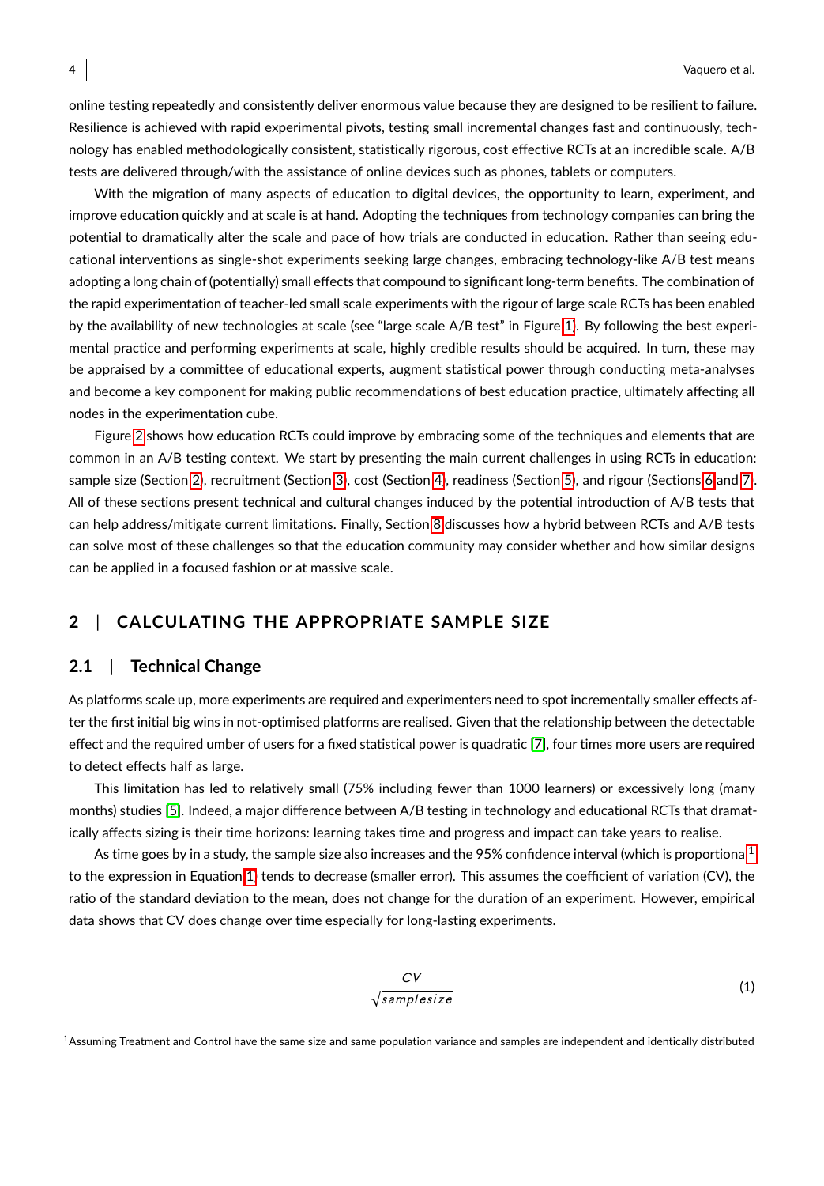online testing repeatedly and consistently deliver enormous value because they are designed to be resilient to failure. Resilience is achieved with rapid experimental pivots, testing small incremental changes fast and continuously, technology has enabled methodologically consistent, statistically rigorous, cost effective RCTs at an incredible scale. A/B tests are delivered through/with the assistance of online devices such as phones, tablets or computers.

With the migration of many aspects of education to digital devices, the opportunity to learn, experiment, and improve education quickly and at scale is at hand. Adopting the techniques from technology companies can bring the potential to dramatically alter the scale and pace of how trials are conducted in education. Rather than seeing educational interventions as single-shot experiments seeking large changes, embracing technology-like A/B test means adopting a long chain of (potentially) small effects that compound to significant long-term benefits. The combination of the rapid experimentation of teacher-led small scale experiments with the rigour of large scale RCTs has been enabled by the availability of new technologies at scale (see "large scale A/B test" in Figure 1. By following the best experimental practice and performing experiments at scale, highly credible results should be acquired. In turn, these may be appraised by a committee of educational experts, augment statistical power through conducting meta-analyses and become a key component for making public recommendations of best education practice, ultimately affecting all nodes in the experimentation cube.

Figure 2 shows how education RCTs could improve by embracing some of the techniques and elements that are common in an A/B testing context. We start by presenting the main current challenges in using RCTs in education: sample size (Section 2), recruitment (Section 3), cost (Section 4), readiness (Section 5), and rigour (Sections 6 and 7. All of these sections present technical and cultural changes induced by the potential introduction of A/B tests that can help address/mitigate current limitations. Finally, Section 8 discusses how a hybrid between RCTs and A/B tests can solve most of these challenges so that the education community may consider whether and how similar designs can be applied in a focused fashion or at massive scale.

## 2 | CALCULATING THE APPROPRIATE SAMPLE SIZE

### 2.1 | Technical Change

As platforms scale up, more experiments are required and experimenters need to spot incrementally smaller effects after the first initial big wins in not-optimised platforms are realised. Given that the relationship between the detectable effect and the required umber of users for a fixed statistical power is quadratic [7], four times more users are required to detect effects half as large.

This limitation has led to relatively small (75% including fewer than 1000 learners) or excessively long (many months) studies [5]. Indeed, a major difference between A/B testing in technology and educational RCTs that dramatically affects sizing is their time horizons: learning takes time and progress and impact can take years to realise.

As time goes by in a study, the sample size also increases and the 95% confidence interval (which is proportional[1] to the expression in Equation 1 tends to decrease (smaller error). This assumes the coefficient of variation (CV), the ratio of the standard deviation to the mean, does not change for the duration of an experiment. However, empirical data shows that CV does change over time especially for long-lasting experiments.

$$\frac{CV}{\sqrt{samplesize}} \tag{1}$$

[1] Assuming Treatment and Control have the same size and same population variance and samples are independent and identically distributed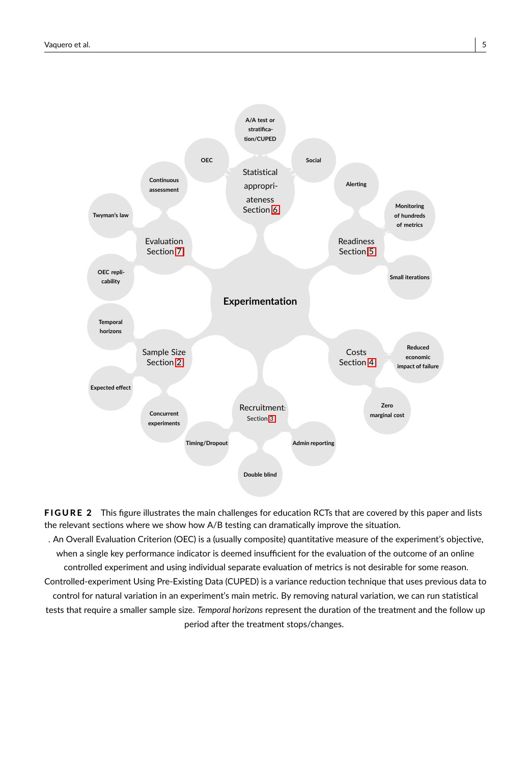Experimentation

Statistical appropriateness Section 6

A/A test or stratification/CUPED

OEC

Social

Evaluation Section 7

Continuous assessment

Twyman's law

OEC replicability

Readiness Section 5

Alerting

Monitoring of hundreds of metrics

Small iterations

Sample Size Section 2

Temporal horizons

Expected effect

Concurrent experiments

Recruitment: Section 3

Timing/Dropout

Double blind

Admin reporting

Costs Section 4

Reduced economic impact of failure

Zero marginal cost

**FIGURE 2** This figure illustrates the main challenges for education RCTs that are covered by this paper and lists the relevant sections where we show how A/B testing can dramatically improve the situation.
. An Overall Evaluation Criterion (OEC) is a (usually composite) quantitative measure of the experiment's objective, when a single key performance indicator is deemed insufficient for the evaluation of the outcome of an online controlled experiment and using individual separate evaluation of metrics is not desirable for some reason. Controlled-experiment Using Pre-Existing Data (CUPED) is a variance reduction technique that uses previous data to control for natural variation in an experiment's main metric. By removing natural variation, we can run statistical tests that require a smaller sample size. *Temporal horizons* represent the duration of the treatment and the follow up period after the treatment stops/changes.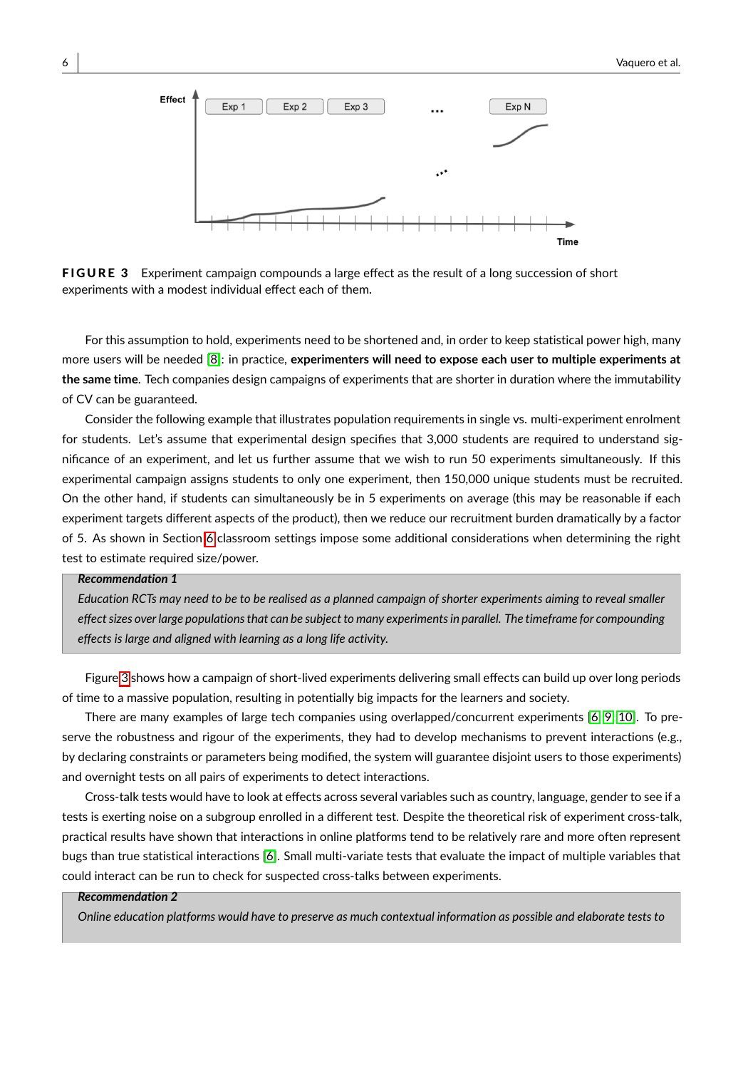**FIGURE 3** Experiment campaign compounds a large effect as the result of a long succession of short experiments with a modest individual effect each of them.

For this assumption to hold, experiments need to be shortened and, in order to keep statistical power high, many more users will be needed [8]: in practice, **experimenters will need to expose each user to multiple experiments at the same time**. Tech companies design campaigns of experiments that are shorter in duration where the immutability of CV can be guaranteed.

Consider the following example that illustrates population requirements in single vs. multi-experiment enrolment for students. Let's assume that experimental design specifies that 3,000 students are required to understand significance of an experiment, and let us further assume that we wish to run 50 experiments simultaneously. If this experimental campaign assigns students to only one experiment, then 150,000 unique students must be recruited. On the other hand, if students can simultaneously be in 5 experiments on average (this may be reasonable if each experiment targets different aspects of the product), then we reduce our recruitment burden dramatically by a factor of 5. As shown in Section 6 classroom settings impose some additional considerations when determining the right test to estimate required size/power.

> ***Recommendation 1***
> *Education RCTs may need to be to be realised as a planned campaign of shorter experiments aiming to reveal smaller effect sizes over large populations that can be subject to many experiments in parallel. The timeframe for compounding effects is large and aligned with learning as a long life activity.*

Figure 3 shows how a campaign of short-lived experiments delivering small effects can build up over long periods of time to a massive population, resulting in potentially big impacts for the learners and society.

There are many examples of large tech companies using overlapped/concurrent experiments [6, 9, 10]. To preserve the robustness and rigour of the experiments, they had to develop mechanisms to prevent interactions (e.g., by declaring constraints or parameters being modified, the system will guarantee disjoint users to those experiments) and overnight tests on all pairs of experiments to detect interactions.

Cross-talk tests would have to look at effects across several variables such as country, language, gender to see if a tests is exerting noise on a subgroup enrolled in a different test. Despite the theoretical risk of experiment cross-talk, practical results have shown that interactions in online platforms tend to be relatively rare and more often represent bugs than true statistical interactions [6]. Small multi-variate tests that evaluate the impact of multiple variables that could interact can be run to check for suspected cross-talks between experiments.

> ***Recommendation 2***
> *Online education platforms would have to preserve as much contextual information as possible and elaborate tests to*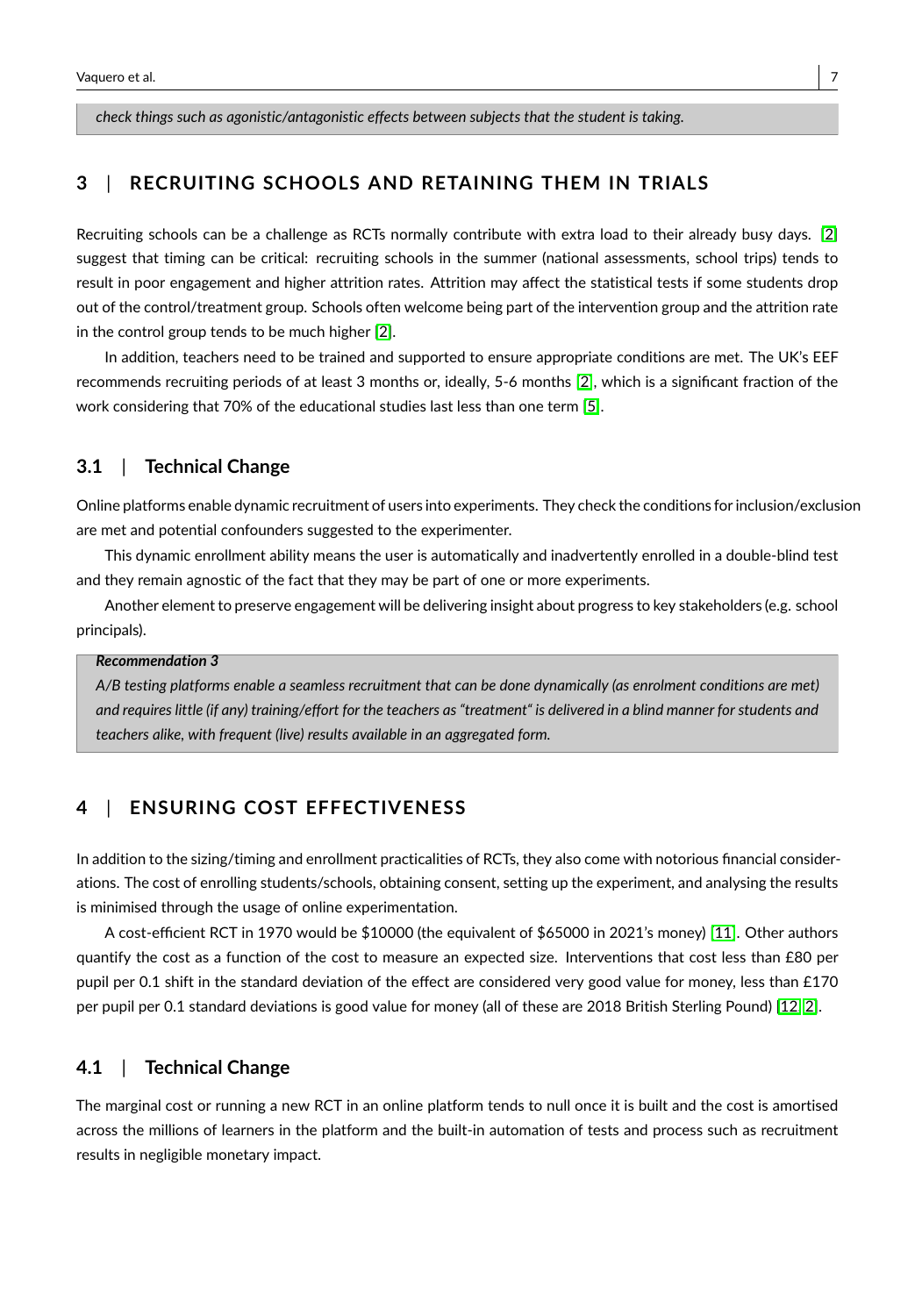*check things such as agonistic/antagonistic effects between subjects that the student is taking.*

## 3 | RECRUITING SCHOOLS AND RETAINING THEM IN TRIALS

Recruiting schools can be a challenge as RCTs normally contribute with extra load to their already busy days. [2] suggest that timing can be critical: recruiting schools in the summer (national assessments, school trips) tends to result in poor engagement and higher attrition rates. Attrition may affect the statistical tests if some students drop out of the control/treatment group. Schools often welcome being part of the intervention group and the attrition rate in the control group tends to be much higher [2].

In addition, teachers need to be trained and supported to ensure appropriate conditions are met. The UK's EEF recommends recruiting periods of at least 3 months or, ideally, 5-6 months [2], which is a significant fraction of the work considering that 70% of the educational studies last less than one term [5].

### 3.1 | Technical Change

Online platforms enable dynamic recruitment of users into experiments. They check the conditions for inclusion/exclusion are met and potential confounders suggested to the experimenter.

This dynamic enrollment ability means the user is automatically and inadvertently enrolled in a double-blind test and they remain agnostic of the fact that they may be part of one or more experiments.

Another element to preserve engagement will be delivering insight about progress to key stakeholders (e.g. school principals).

> ***Recommendation 3***
> *A/B testing platforms enable a seamless recruitment that can be done dynamically (as enrolment conditions are met) and requires little (if any) training/effort for the teachers as "treatment" is delivered in a blind manner for students and teachers alike, with frequent (live) results available in an aggregated form.*

## 4 | ENSURING COST EFFECTIVENESS

In addition to the sizing/timing and enrollment practicalities of RCTs, they also come with notorious financial considerations. The cost of enrolling students/schools, obtaining consent, setting up the experiment, and analysing the results is minimised through the usage of online experimentation.

A cost-efficient RCT in 1970 would be $10000 (the equivalent of $65000 in 2021's money) [11]. Other authors quantify the cost as a function of the cost to measure an expected size. Interventions that cost less than £80 per pupil per 0.1 shift in the standard deviation of the effect are considered very good value for money, less than £170 per pupil per 0.1 standard deviations is good value for money (all of these are 2018 British Sterling Pound) [12, 2].

### 4.1 | Technical Change

The marginal cost or running a new RCT in an online platform tends to null once it is built and the cost is amortised across the millions of learners in the platform and the built-in automation of tests and process such as recruitment results in negligible monetary impact.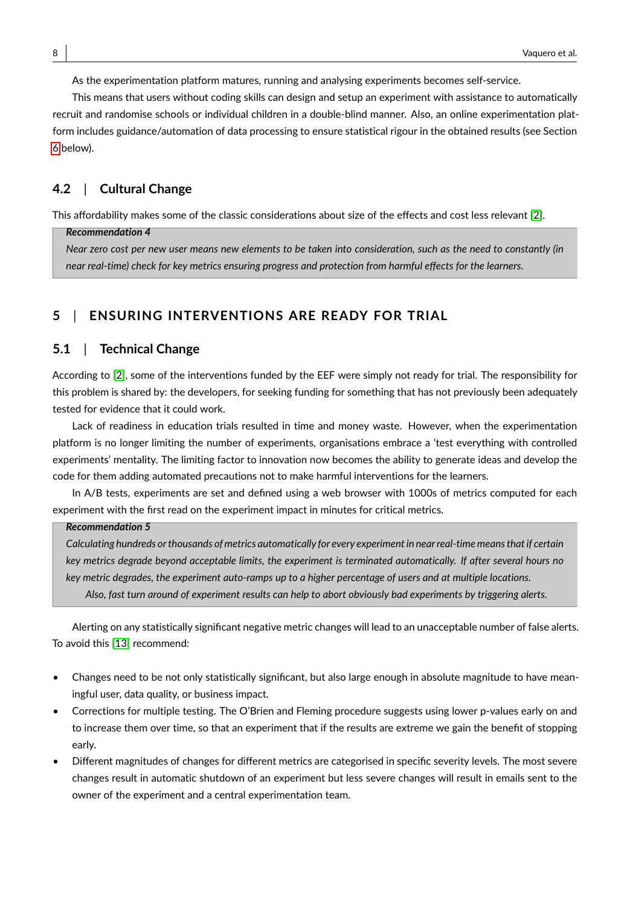As the experimentation platform matures, running and analysing experiments becomes self-service.

This means that users without coding skills can design and setup an experiment with assistance to automatically recruit and randomise schools or individual children in a double-blind manner. Also, an online experimentation platform includes guidance/automation of data processing to ensure statistical rigour in the obtained results (see Section 6 below).

### 4.2 | Cultural Change

This affordability makes some of the classic considerations about size of the effects and cost less relevant [2].

> ***Recommendation 4***
>
> *Near zero cost per new user means new elements to be taken into consideration, such as the need to constantly (in near real-time) check for key metrics ensuring progress and protection from harmful effects for the learners.*

## 5 | ENSURING INTERVENTIONS ARE READY FOR TRIAL

### 5.1 | Technical Change

According to [2], some of the interventions funded by the EEF were simply not ready for trial. The responsibility for this problem is shared by: the developers, for seeking funding for something that has not previously been adequately tested for evidence that it could work.

Lack of readiness in education trials resulted in time and money waste. However, when the experimentation platform is no longer limiting the number of experiments, organisations embrace a 'test everything with controlled experiments' mentality. The limiting factor to innovation now becomes the ability to generate ideas and develop the code for them adding automated precautions not to make harmful interventions for the learners.

In A/B tests, experiments are set and defined using a web browser with 1000s of metrics computed for each experiment with the first read on the experiment impact in minutes for critical metrics.

> ***Recommendation 5***
>
> *Calculating hundreds or thousands of metrics automatically for every experiment in near real-time means that if certain key metrics degrade beyond acceptable limits, the experiment is terminated automatically. If after several hours no key metric degrades, the experiment auto-ramps up to a higher percentage of users and at multiple locations.*
>
> *Also, fast turn around of experiment results can help to abort obviously bad experiments by triggering alerts.*

Alerting on any statistically significant negative metric changes will lead to an unacceptable number of false alerts. To avoid this [13] recommend:

- Changes need to be not only statistically significant, but also large enough in absolute magnitude to have meaningful user, data quality, or business impact.
- Corrections for multiple testing. The O'Brien and Fleming procedure suggests using lower p-values early on and to increase them over time, so that an experiment that if the results are extreme we gain the benefit of stopping early.
- Different magnitudes of changes for different metrics are categorised in specific severity levels. The most severe changes result in automatic shutdown of an experiment but less severe changes will result in emails sent to the owner of the experiment and a central experimentation team.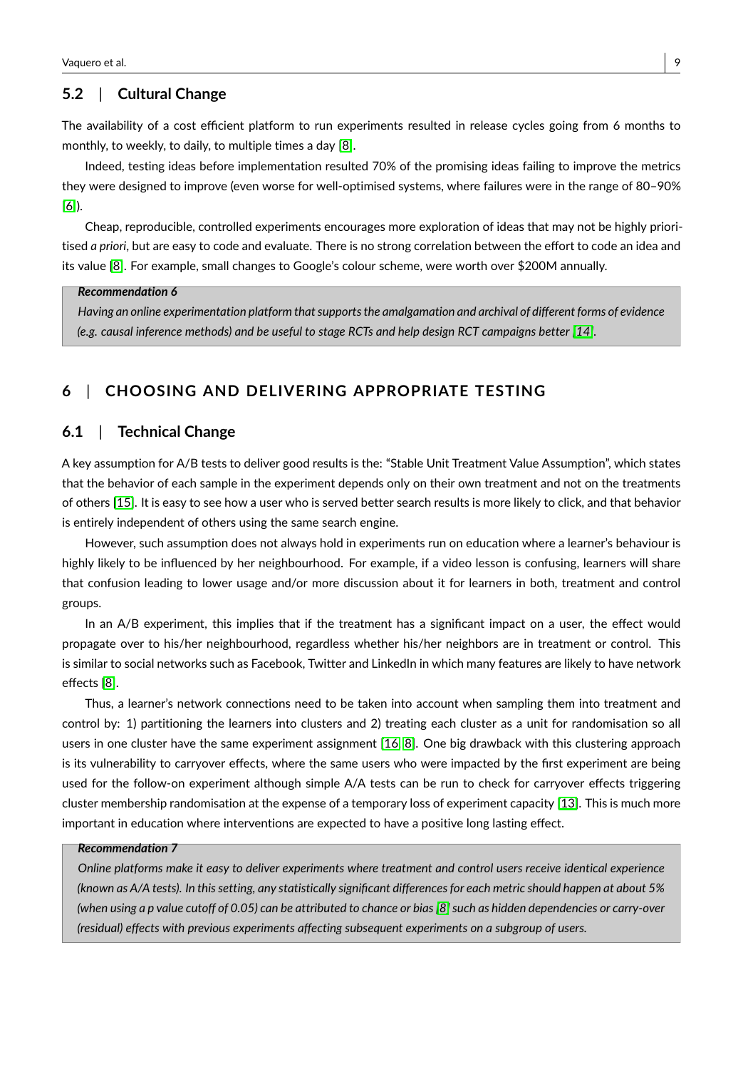## 5.2 | Cultural Change

The availability of a cost efficient platform to run experiments resulted in release cycles going from 6 months to monthly, to weekly, to daily, to multiple times a day [8].

Indeed, testing ideas before implementation resulted 70% of the promising ideas failing to improve the metrics they were designed to improve (even worse for well-optimised systems, where failures were in the range of 80–90% [6]).

Cheap, reproducible, controlled experiments encourages more exploration of ideas that may not be highly prioritised *a priori*, but are easy to code and evaluate. There is no strong correlation between the effort to code an idea and its value [8]. For example, small changes to Google's colour scheme, were worth over $200M annually.

> ***Recommendation 6***
>
> *Having an online experimentation platform that supports the amalgamation and archival of different forms of evidence (e.g. causal inference methods) and be useful to stage RCTs and help design RCT campaigns better [14].*

# 6 | CHOOSING AND DELIVERING APPROPRIATE TESTING

## 6.1 | Technical Change

A key assumption for A/B tests to deliver good results is the: "Stable Unit Treatment Value Assumption", which states that the behavior of each sample in the experiment depends only on their own treatment and not on the treatments of others [15]. It is easy to see how a user who is served better search results is more likely to click, and that behavior is entirely independent of others using the same search engine.

However, such assumption does not always hold in experiments run on education where a learner's behaviour is highly likely to be influenced by her neighbourhood. For example, if a video lesson is confusing, learners will share that confusion leading to lower usage and/or more discussion about it for learners in both, treatment and control groups.

In an A/B experiment, this implies that if the treatment has a significant impact on a user, the effect would propagate over to his/her neighbourhood, regardless whether his/her neighbors are in treatment or control. This is similar to social networks such as Facebook, Twitter and LinkedIn in which many features are likely to have network effects [8].

Thus, a learner's network connections need to be taken into account when sampling them into treatment and control by: 1) partitioning the learners into clusters and 2) treating each cluster as a unit for randomisation so all users in one cluster have the same experiment assignment [16, 8]. One big drawback with this clustering approach is its vulnerability to carryover effects, where the same users who were impacted by the first experiment are being used for the follow-on experiment although simple A/A tests can be run to check for carryover effects triggering cluster membership randomisation at the expense of a temporary loss of experiment capacity [13]. This is much more important in education where interventions are expected to have a positive long lasting effect.

> ***Recommendation 7***
>
> *Online platforms make it easy to deliver experiments where treatment and control users receive identical experience (known as A/A tests). In this setting, any statistically significant differences for each metric should happen at about 5% (when using a p value cutoff of 0.05) can be attributed to chance or bias [8] such as hidden dependencies or carry-over (residual) effects with previous experiments affecting subsequent experiments on a subgroup of users.*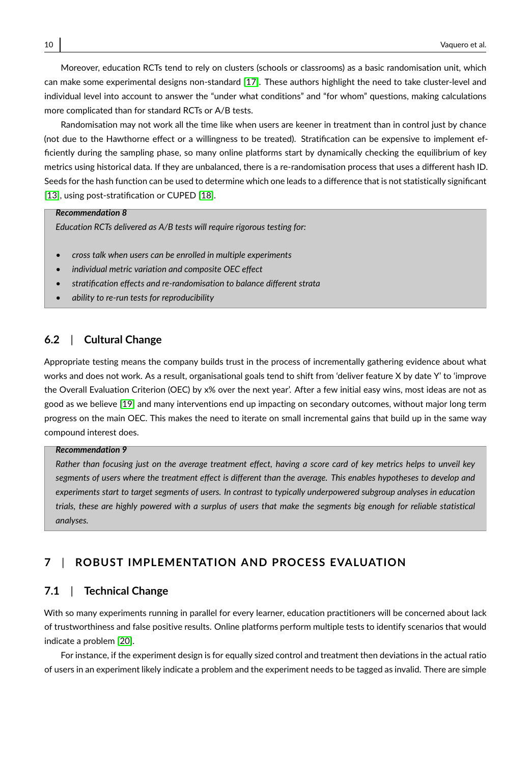Moreover, education RCTs tend to rely on clusters (schools or classrooms) as a basic randomisation unit, which can make some experimental designs non-standard [17]. These authors highlight the need to take cluster-level and individual level into account to answer the "under what conditions" and "for whom" questions, making calculations more complicated than for standard RCTs or A/B tests.

Randomisation may not work all the time like when users are keener in treatment than in control just by chance (not due to the Hawthorne effect or a willingness to be treated). Stratification can be expensive to implement efficiently during the sampling phase, so many online platforms start by dynamically checking the equilibrium of key metrics using historical data. If they are unbalanced, there is a re-randomisation process that uses a different hash ID. Seeds for the hash function can be used to determine which one leads to a difference that is not statistically significant [13], using post-stratification or CUPED [18].

> ***Recommendation 8***
>
> *Education RCTs delivered as A/B tests will require rigorous testing for:*
>
> - *cross talk when users can be enrolled in multiple experiments*
> - *individual metric variation and composite OEC effect*
> - *stratification effects and re-randomisation to balance different strata*
> - *ability to re-run tests for reproducibility*

### 6.2 | Cultural Change

Appropriate testing means the company builds trust in the process of incrementally gathering evidence about what works and does not work. As a result, organisational goals tend to shift from 'deliver feature X by date Y' to 'improve the Overall Evaluation Criterion (OEC) by x% over the next year'. After a few initial easy wins, most ideas are not as good as we believe [19] and many interventions end up impacting on secondary outcomes, without major long term progress on the main OEC. This makes the need to iterate on small incremental gains that build up in the same way compound interest does.

> ***Recommendation 9***
>
> *Rather than focusing just on the average treatment effect, having a score card of key metrics helps to unveil key segments of users where the treatment effect is different than the average. This enables hypotheses to develop and experiments start to target segments of users. In contrast to typically underpowered subgroup analyses in education trials, these are highly powered with a surplus of users that make the segments big enough for reliable statistical analyses.*

## 7 | ROBUST IMPLEMENTATION AND PROCESS EVALUATION

### 7.1 | Technical Change

With so many experiments running in parallel for every learner, education practitioners will be concerned about lack of trustworthiness and false positive results. Online platforms perform multiple tests to identify scenarios that would indicate a problem [20].

For instance, if the experiment design is for equally sized control and treatment then deviations in the actual ratio of users in an experiment likely indicate a problem and the experiment needs to be tagged as invalid. There are simple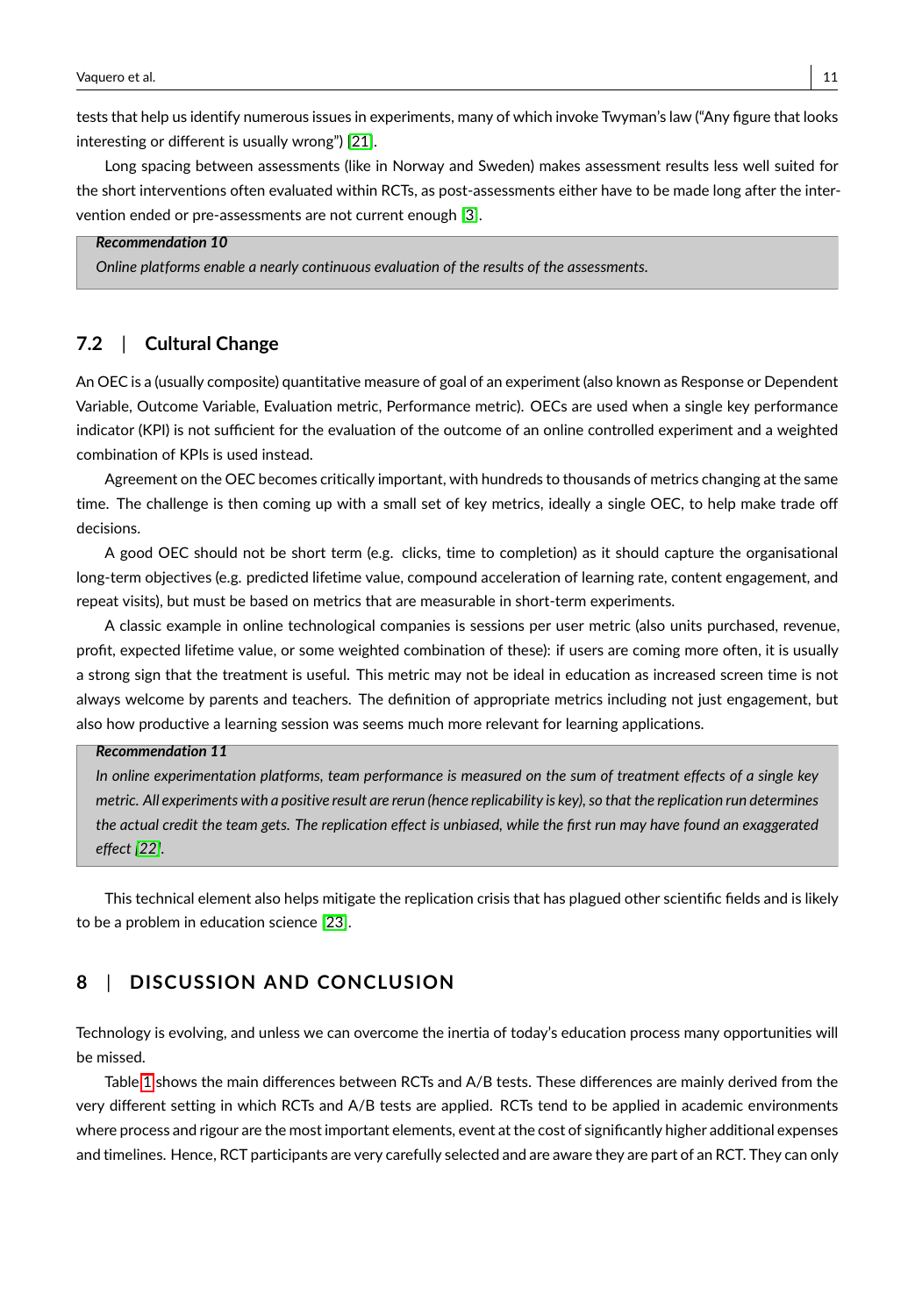tests that help us identify numerous issues in experiments, many of which invoke Twyman's law ("Any figure that looks interesting or different is usually wrong") [21].

Long spacing between assessments (like in Norway and Sweden) makes assessment results less well suited for the short interventions often evaluated within RCTs, as post-assessments either have to be made long after the intervention ended or pre-assessments are not current enough [3].

> ***Recommendation 10***
> *Online platforms enable a nearly continuous evaluation of the results of the assessments.*

## 7.2 | Cultural Change

An OEC is a (usually composite) quantitative measure of goal of an experiment (also known as Response or Dependent Variable, Outcome Variable, Evaluation metric, Performance metric). OECs are used when a single key performance indicator (KPI) is not sufficient for the evaluation of the outcome of an online controlled experiment and a weighted combination of KPIs is used instead.

Agreement on the OEC becomes critically important, with hundreds to thousands of metrics changing at the same time. The challenge is then coming up with a small set of key metrics, ideally a single OEC, to help make trade off decisions.

A good OEC should not be short term (e.g. clicks, time to completion) as it should capture the organisational long-term objectives (e.g. predicted lifetime value, compound acceleration of learning rate, content engagement, and repeat visits), but must be based on metrics that are measurable in short-term experiments.

A classic example in online technological companies is sessions per user metric (also units purchased, revenue, profit, expected lifetime value, or some weighted combination of these): if users are coming more often, it is usually a strong sign that the treatment is useful. This metric may not be ideal in education as increased screen time is not always welcome by parents and teachers. The definition of appropriate metrics including not just engagement, but also how productive a learning session was seems much more relevant for learning applications.

> ***Recommendation 11***
> *In online experimentation platforms, team performance is measured on the sum of treatment effects of a single key metric. All experiments with a positive result are rerun (hence replicability is key), so that the replication run determines the actual credit the team gets. The replication effect is unbiased, while the first run may have found an exaggerated effect [22].*

This technical element also helps mitigate the replication crisis that has plagued other scientific fields and is likely to be a problem in education science [23].

# 8 | DISCUSSION AND CONCLUSION

Technology is evolving, and unless we can overcome the inertia of today's education process many opportunities will be missed.

Table 1 shows the main differences between RCTs and A/B tests. These differences are mainly derived from the very different setting in which RCTs and A/B tests are applied. RCTs tend to be applied in academic environments where process and rigour are the most important elements, event at the cost of significantly higher additional expenses and timelines. Hence, RCT participants are very carefully selected and are aware they are part of an RCT. They can only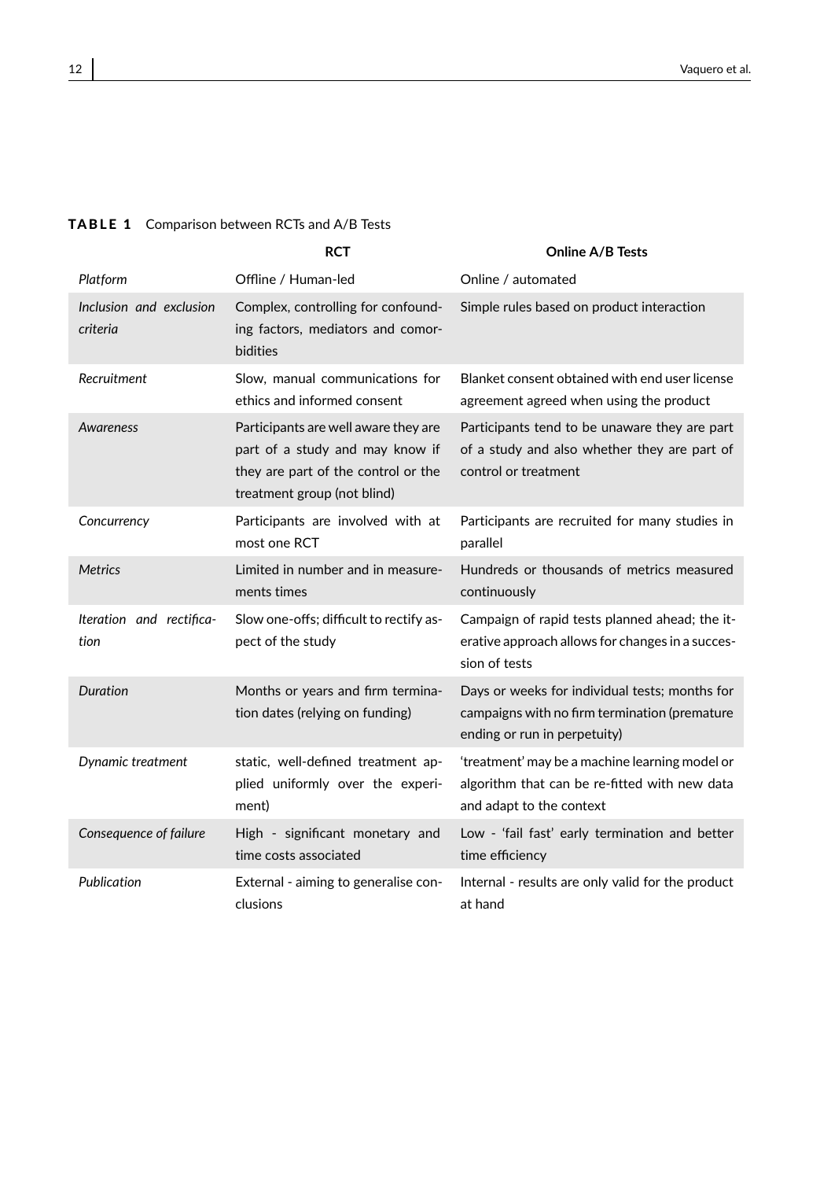**TABLE 1** Comparison between RCTs and A/B Tests

| | RCT | Online A/B Tests |
|---|---|---|
| *Platform* | Offline / Human-led | Online / automated |
| *Inclusion and exclusion criteria* | Complex, controlling for confounding factors, mediators and comorbidities | Simple rules based on product interaction |
| *Recruitment* | Slow, manual communications for ethics and informed consent | Blanket consent obtained with end user license agreement agreed when using the product |
| *Awareness* | Participants are well aware they are part of a study and may know if they are part of the control or the treatment group (not blind) | Participants tend to be unaware they are part of a study and also whether they are part of control or treatment |
| *Concurrency* | Participants are involved with at most one RCT | Participants are recruited for many studies in parallel |
| *Metrics* | Limited in number and in measurements times | Hundreds or thousands of metrics measured continuously |
| *Iteration and rectification* | Slow one-offs; difficult to rectify aspect of the study | Campaign of rapid tests planned ahead; the iterative approach allows for changes in a succession of tests |
| *Duration* | Months or years and firm termination dates (relying on funding) | Days or weeks for individual tests; months for campaigns with no firm termination (premature ending or run in perpetuity) |
| *Dynamic treatment* | static, well-defined treatment applied uniformly over the experiment) | 'treatment' may be a machine learning model or algorithm that can be re-fitted with new data and adapt to the context |
| *Consequence of failure* | High - significant monetary and time costs associated | Low - 'fail fast' early termination and better time efficiency |
| *Publication* | External - aiming to generalise conclusions | Internal - results are only valid for the product at hand |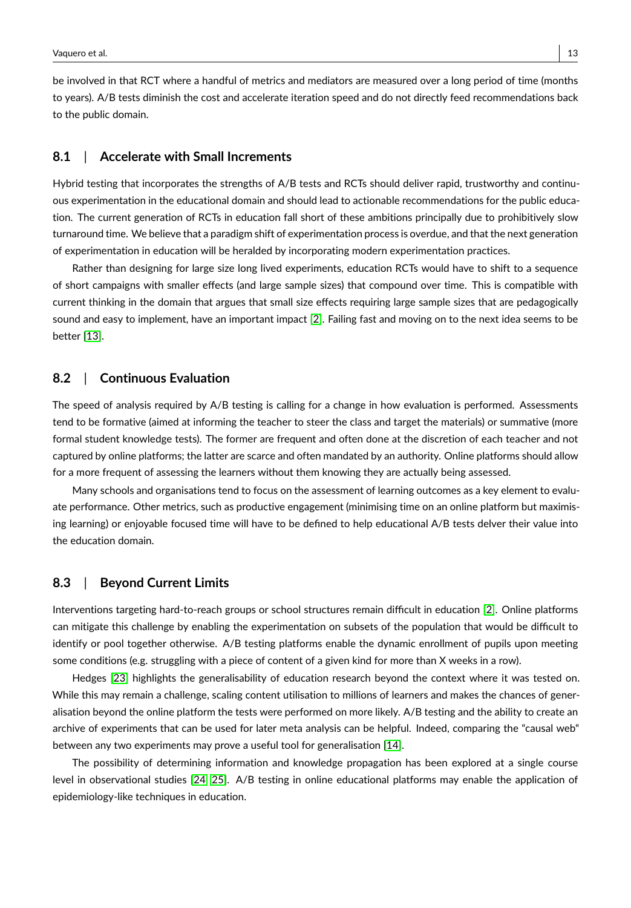be involved in that RCT where a handful of metrics and mediators are measured over a long period of time (months to years). A/B tests diminish the cost and accelerate iteration speed and do not directly feed recommendations back to the public domain.

## 8.1 | Accelerate with Small Increments

Hybrid testing that incorporates the strengths of A/B tests and RCTs should deliver rapid, trustworthy and continuous experimentation in the educational domain and should lead to actionable recommendations for the public education. The current generation of RCTs in education fall short of these ambitions principally due to prohibitively slow turnaround time. We believe that a paradigm shift of experimentation process is overdue, and that the next generation of experimentation in education will be heralded by incorporating modern experimentation practices.

Rather than designing for large size long lived experiments, education RCTs would have to shift to a sequence of short campaigns with smaller effects (and large sample sizes) that compound over time. This is compatible with current thinking in the domain that argues that small size effects requiring large sample sizes that are pedagogically sound and easy to implement, have an important impact [2]. Failing fast and moving on to the next idea seems to be better [13].

## 8.2 | Continuous Evaluation

The speed of analysis required by A/B testing is calling for a change in how evaluation is performed. Assessments tend to be formative (aimed at informing the teacher to steer the class and target the materials) or summative (more formal student knowledge tests). The former are frequent and often done at the discretion of each teacher and not captured by online platforms; the latter are scarce and often mandated by an authority. Online platforms should allow for a more frequent of assessing the learners without them knowing they are actually being assessed.

Many schools and organisations tend to focus on the assessment of learning outcomes as a key element to evaluate performance. Other metrics, such as productive engagement (minimising time on an online platform but maximising learning) or enjoyable focused time will have to be defined to help educational A/B tests delver their value into the education domain.

## 8.3 | Beyond Current Limits

Interventions targeting hard-to-reach groups or school structures remain difficult in education [2]. Online platforms can mitigate this challenge by enabling the experimentation on subsets of the population that would be difficult to identify or pool together otherwise. A/B testing platforms enable the dynamic enrollment of pupils upon meeting some conditions (e.g. struggling with a piece of content of a given kind for more than X weeks in a row).

Hedges [23] highlights the generalisability of education research beyond the context where it was tested on. While this may remain a challenge, scaling content utilisation to millions of learners and makes the chances of generalisation beyond the online platform the tests were performed on more likely. A/B testing and the ability to create an archive of experiments that can be used for later meta analysis can be helpful. Indeed, comparing the "causal web" between any two experiments may prove a useful tool for generalisation [14].

The possibility of determining information and knowledge propagation has been explored at a single course level in observational studies [24, 25]. A/B testing in online educational platforms may enable the application of epidemiology-like techniques in education.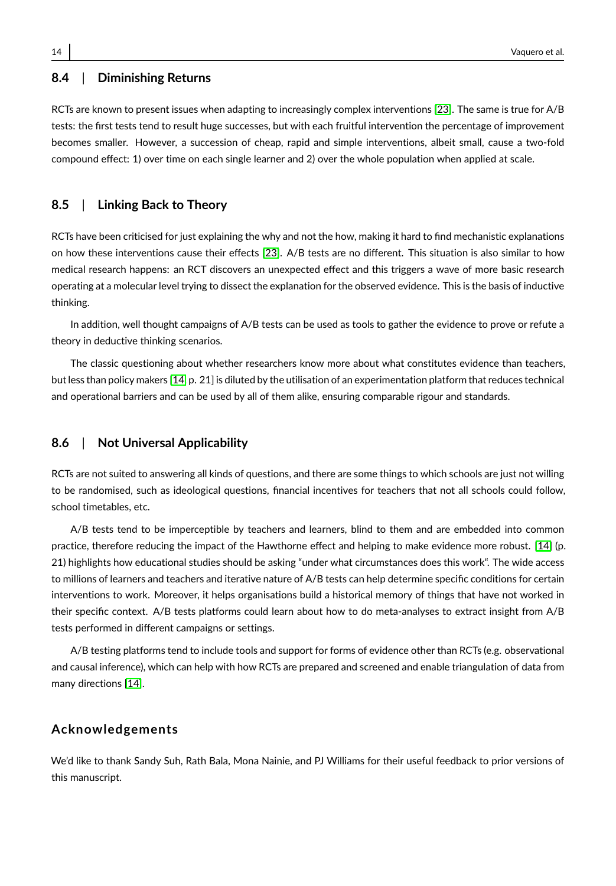## 8.4 | Diminishing Returns

RCTs are known to present issues when adapting to increasingly complex interventions [23]. The same is true for A/B tests: the first tests tend to result huge successes, but with each fruitful intervention the percentage of improvement becomes smaller. However, a succession of cheap, rapid and simple interventions, albeit small, cause a two-fold compound effect: 1) over time on each single learner and 2) over the whole population when applied at scale.

## 8.5 | Linking Back to Theory

RCTs have been criticised for just explaining the why and not the how, making it hard to find mechanistic explanations on how these interventions cause their effects [23]. A/B tests are no different. This situation is also similar to how medical research happens: an RCT discovers an unexpected effect and this triggers a wave of more basic research operating at a molecular level trying to dissect the explanation for the observed evidence. This is the basis of inductive thinking.

In addition, well thought campaigns of A/B tests can be used as tools to gather the evidence to prove or refute a theory in deductive thinking scenarios.

The classic questioning about whether researchers know more about what constitutes evidence than teachers, but less than policy makers [14] p. 21] is diluted by the utilisation of an experimentation platform that reduces technical and operational barriers and can be used by all of them alike, ensuring comparable rigour and standards.

## 8.6 | Not Universal Applicability

RCTs are not suited to answering all kinds of questions, and there are some things to which schools are just not willing to be randomised, such as ideological questions, financial incentives for teachers that not all schools could follow, school timetables, etc.

A/B tests tend to be imperceptible by teachers and learners, blind to them and are embedded into common practice, therefore reducing the impact of the Hawthorne effect and helping to make evidence more robust. [14] (p. 21) highlights how educational studies should be asking "under what circumstances does this work". The wide access to millions of learners and teachers and iterative nature of A/B tests can help determine specific conditions for certain interventions to work. Moreover, it helps organisations build a historical memory of things that have not worked in their specific context. A/B tests platforms could learn about how to do meta-analyses to extract insight from A/B tests performed in different campaigns or settings.

A/B testing platforms tend to include tools and support for forms of evidence other than RCTs (e.g. observational and causal inference), which can help with how RCTs are prepared and screened and enable triangulation of data from many directions [14].

## Acknowledgements

We'd like to thank Sandy Suh, Rath Bala, Mona Nainie, and PJ Williams for their useful feedback to prior versions of this manuscript.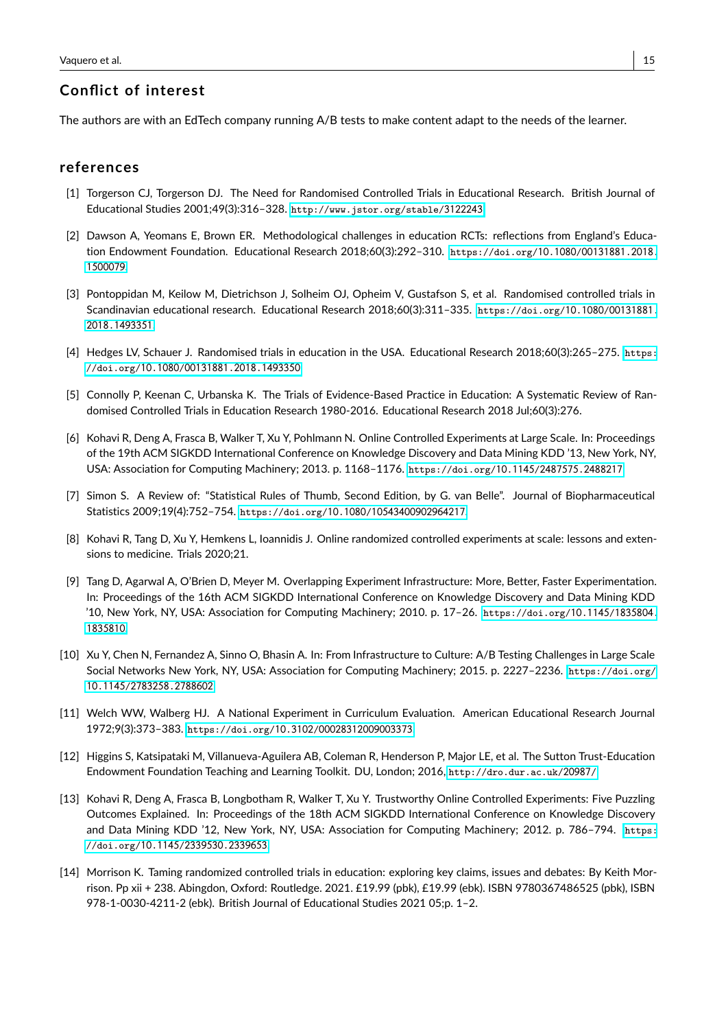## Conflict of interest

The authors are with an EdTech company running A/B tests to make content adapt to the needs of the learner.

## references

[1] Torgerson CJ, Torgerson DJ. The Need for Randomised Controlled Trials in Educational Research. British Journal of Educational Studies 2001;49(3):316–328. http://www.jstor.org/stable/3122243

[2] Dawson A, Yeomans E, Brown ER. Methodological challenges in education RCTs: reflections from England's Education Endowment Foundation. Educational Research 2018;60(3):292–310. https://doi.org/10.1080/00131881.2018.1500079

[3] Pontoppidan M, Keilow M, Dietrichson J, Solheim OJ, Opheim V, Gustafson S, et al. Randomised controlled trials in Scandinavian educational research. Educational Research 2018;60(3):311–335. https://doi.org/10.1080/00131881.2018.1493351

[4] Hedges LV, Schauer J. Randomised trials in education in the USA. Educational Research 2018;60(3):265–275. https://doi.org/10.1080/00131881.2018.1493350

[5] Connolly P, Keenan C, Urbanska K. The Trials of Evidence-Based Practice in Education: A Systematic Review of Randomised Controlled Trials in Education Research 1980-2016. Educational Research 2018 Jul;60(3):276.

[6] Kohavi R, Deng A, Frasca B, Walker T, Xu Y, Pohlmann N. Online Controlled Experiments at Large Scale. In: Proceedings of the 19th ACM SIGKDD International Conference on Knowledge Discovery and Data Mining KDD '13, New York, NY, USA: Association for Computing Machinery; 2013. p. 1168–1176. https://doi.org/10.1145/2487575.2488217

[7] Simon S. A Review of: "Statistical Rules of Thumb, Second Edition, by G. van Belle". Journal of Biopharmaceutical Statistics 2009;19(4):752–754. https://doi.org/10.1080/10543400902964217

[8] Kohavi R, Tang D, Xu Y, Hemkens L, Ioannidis J. Online randomized controlled experiments at scale: lessons and extensions to medicine. Trials 2020;21.

[9] Tang D, Agarwal A, O'Brien D, Meyer M. Overlapping Experiment Infrastructure: More, Better, Faster Experimentation. In: Proceedings of the 16th ACM SIGKDD International Conference on Knowledge Discovery and Data Mining KDD '10, New York, NY, USA: Association for Computing Machinery; 2010. p. 17–26. https://doi.org/10.1145/1835804.1835810

[10] Xu Y, Chen N, Fernandez A, Sinno O, Bhasin A. In: From Infrastructure to Culture: A/B Testing Challenges in Large Scale Social Networks New York, NY, USA: Association for Computing Machinery; 2015. p. 2227–2236. https://doi.org/10.1145/2783258.2788602

[11] Welch WW, Walberg HJ. A National Experiment in Curriculum Evaluation. American Educational Research Journal 1972;9(3):373–383. https://doi.org/10.3102/00028312009003373

[12] Higgins S, Katsipataki M, Villanueva-Aguilera AB, Coleman R, Henderson P, Major LE, et al. The Sutton Trust-Education Endowment Foundation Teaching and Learning Toolkit. DU, London; 2016, http://dro.dur.ac.uk/20987/

[13] Kohavi R, Deng A, Frasca B, Longbotham R, Walker T, Xu Y. Trustworthy Online Controlled Experiments: Five Puzzling Outcomes Explained. In: Proceedings of the 18th ACM SIGKDD International Conference on Knowledge Discovery and Data Mining KDD '12, New York, NY, USA: Association for Computing Machinery; 2012. p. 786–794. https://doi.org/10.1145/2339530.2339653

[14] Morrison K. Taming randomized controlled trials in education: exploring key claims, issues and debates: By Keith Morrison. Pp xii + 238. Abingdon, Oxford: Routledge. 2021. £19.99 (pbk), £19.99 (ebk). ISBN 9780367486525 (pbk), ISBN 978-1-0030-4211-2 (ebk). British Journal of Educational Studies 2021 05;p. 1–2.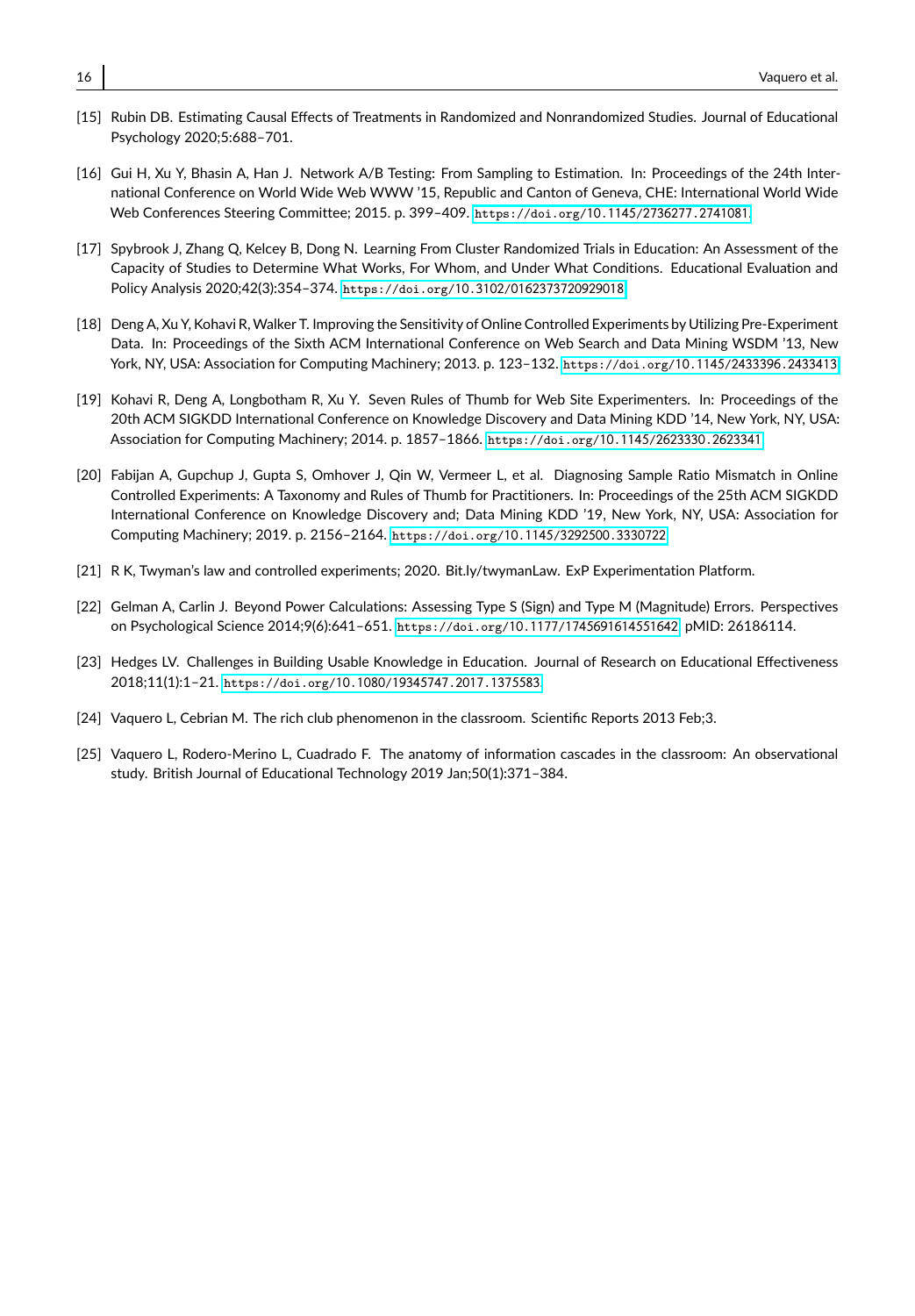[15] Rubin DB. Estimating Causal Effects of Treatments in Randomized and Nonrandomized Studies. Journal of Educational Psychology 2020;5:688–701.

[16] Gui H, Xu Y, Bhasin A, Han J. Network A/B Testing: From Sampling to Estimation. In: Proceedings of the 24th International Conference on World Wide Web WWW '15, Republic and Canton of Geneva, CHE: International World Wide Web Conferences Steering Committee; 2015. p. 399–409. https://doi.org/10.1145/2736277.2741081.

[17] Spybrook J, Zhang Q, Kelcey B, Dong N. Learning From Cluster Randomized Trials in Education: An Assessment of the Capacity of Studies to Determine What Works, For Whom, and Under What Conditions. Educational Evaluation and Policy Analysis 2020;42(3):354–374. https://doi.org/10.3102/0162373720929018.

[18] Deng A, Xu Y, Kohavi R, Walker T. Improving the Sensitivity of Online Controlled Experiments by Utilizing Pre-Experiment Data. In: Proceedings of the Sixth ACM International Conference on Web Search and Data Mining WSDM '13, New York, NY, USA: Association for Computing Machinery; 2013. p. 123–132. https://doi.org/10.1145/2433396.2433413.

[19] Kohavi R, Deng A, Longbotham R, Xu Y. Seven Rules of Thumb for Web Site Experimenters. In: Proceedings of the 20th ACM SIGKDD International Conference on Knowledge Discovery and Data Mining KDD '14, New York, NY, USA: Association for Computing Machinery; 2014. p. 1857–1866. https://doi.org/10.1145/2623330.2623341.

[20] Fabijan A, Gupchup J, Gupta S, Omhover J, Qin W, Vermeer L, et al. Diagnosing Sample Ratio Mismatch in Online Controlled Experiments: A Taxonomy and Rules of Thumb for Practitioners. In: Proceedings of the 25th ACM SIGKDD International Conference on Knowledge Discovery and; Data Mining KDD '19, New York, NY, USA: Association for Computing Machinery; 2019. p. 2156–2164. https://doi.org/10.1145/3292500.3330722.

[21] R K, Twyman's law and controlled experiments; 2020. Bit.ly/twymanLaw. ExP Experimentation Platform.

[22] Gelman A, Carlin J. Beyond Power Calculations: Assessing Type S (Sign) and Type M (Magnitude) Errors. Perspectives on Psychological Science 2014;9(6):641–651. https://doi.org/10.1177/1745691614551642, pMID: 26186114.

[23] Hedges LV. Challenges in Building Usable Knowledge in Education. Journal of Research on Educational Effectiveness 2018;11(1):1–21. https://doi.org/10.1080/19345747.2017.1375583.

[24] Vaquero L, Cebrian M. The rich club phenomenon in the classroom. Scientific Reports 2013 Feb;3.

[25] Vaquero L, Rodero-Merino L, Cuadrado F. The anatomy of information cascades in the classroom: An observational study. British Journal of Educational Technology 2019 Jan;50(1):371–384.